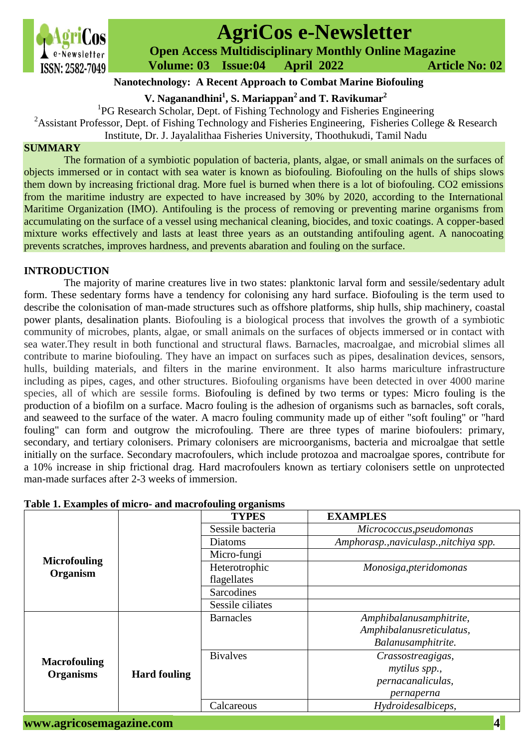# Nanotechnology: A Recent Approach to Combat Marine Biofouling

**V. Naganandhini[1], S. Mariappan[2] and T. Ravikumar[2]**

[1]PG Research Scholar, Dept. of Fishing Technology and Fisheries Engineering

[2]Assistant Professor, Dept. of Fishing Technology and Fisheries Engineering, Fisheries College & Research Institute, Dr. J. Jayalalithaa Fisheries University, Thoothukudi, Tamil Nadu

## SUMMARY

The formation of a symbiotic population of bacteria, plants, algae, or small animals on the surfaces of objects immersed or in contact with sea water is known as biofouling. Biofouling on the hulls of ships slows them down by increasing frictional drag. More fuel is burned when there is a lot of biofouling. CO2 emissions from the maritime industry are expected to have increased by 30% by 2020, according to the International Maritime Organization (IMO). Antifouling is the process of removing or preventing marine organisms from accumulating on the surface of a vessel using mechanical cleaning, biocides, and toxic coatings. A copper-based mixture works effectively and lasts at least three years as an outstanding antifouling agent. A nanocoating prevents scratches, improves hardness, and prevents abaration and fouling on the surface.

## INTRODUCTION

The majority of marine creatures live in two states: planktonic larval form and sessile/sedentary adult form. These sedentary forms have a tendency for colonising any hard surface. Biofouling is the term used to describe the colonisation of man-made structures such as offshore platforms, ship hulls, ship machinery, coastal power plants, desalination plants. Biofouling is a biological process that involves the growth of a symbiotic community of microbes, plants, algae, or small animals on the surfaces of objects immersed or in contact with sea water.They result in both functional and structural flaws. Barnacles, macroalgae, and microbial slimes all contribute to marine biofouling. They have an impact on surfaces such as pipes, desalination devices, sensors, hulls, building materials, and filters in the marine environment. It also harms mariculture infrastructure including as pipes, cages, and other structures. Biofouling organisms have been detected in over 4000 marine species, all of which are sessile forms. Biofouling is defined by two terms or types: Micro fouling is the production of a biofilm on a surface. Macro fouling is the adhesion of organisms such as barnacles, soft corals, and seaweed to the surface of the water. A macro fouling community made up of either "soft fouling" or "hard fouling" can form and outgrow the microfouling. There are three types of marine biofoulers: primary, secondary, and tertiary colonisers. Primary colonisers are microorganisms, bacteria and microalgae that settle initially on the surface. Secondary macrofoulers, which include protozoa and macroalgae spores, contribute for a 10% increase in ship frictional drag. Hard macrofoulers known as tertiary colonisers settle on unprotected man-made surfaces after 2-3 weeks of immersion.

**Table 1. Examples of micro- and macrofouling organisms**

| | | TYPES | EXAMPLES |
|---|---|---|---|
| **Microfouling Organism** | | Sessile bacteria | *Micrococcus,pseudomonas* |
| | | Diatoms | *Amphorasp.,naviculasp.,nitchiya spp.* |
| | | Micro-fungi | |
| | | Heterotrophic flagellates | *Monosiga,pteridomonas* |
| | | Sarcodines | |
| | | Sessile ciliates | |
| **Macrofouling Organisms** | **Hard fouling** | Barnacles | *Amphibalanusamphitrite, Amphibalanusreticulatus, Balanusamphitrite.* |
| | | Bivalves | *Crassostreagigas, mytilus spp., pernacanaliculas, pernaperna* |
| | | Calcareous | *Hydroidesalbiceps,* |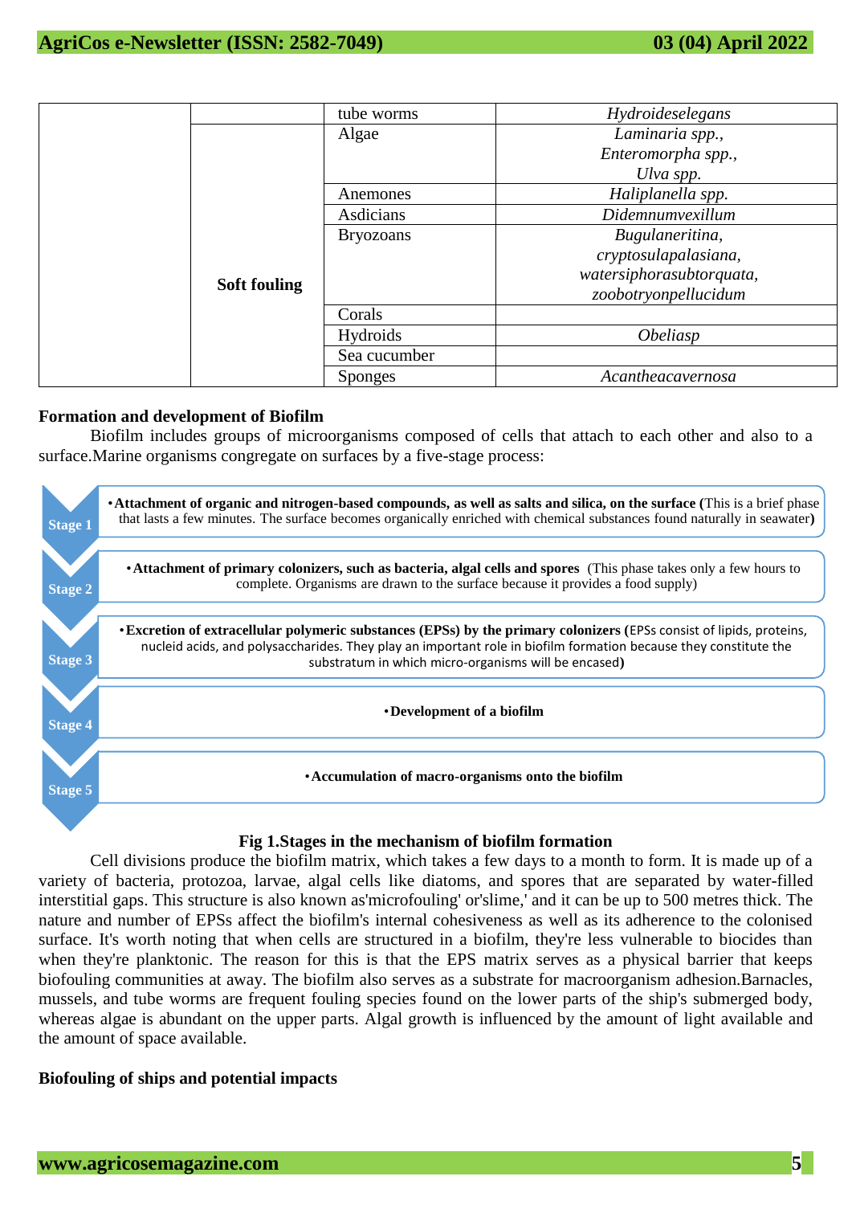| | | tube worms | *Hydroideselegans* |
|---|---|---|---|
| | **Soft fouling** | Algae | *Laminaria spp., Enteromorpha spp., Ulva spp.* |
| | | Anemones | *Haliplanella spp.* |
| | | Asdicians | *Didemnumvexillum* |
| | | Bryozoans | *Bugulaneritina, cryptosulapalasiana, watersiphorasubtorquata, zoobotryonpellucidum* |
| | | Corals | |
| | | Hydroids | *Obeliasp* |
| | | Sea cucumber | |
| | | Sponges | *Acantheacavernosa* |

**Formation and development of Biofilm**

Biofilm includes groups of microorganisms composed of cells that attach to each other and also to a surface.Marine organisms congregate on surfaces by a five-stage process:

**Stage 1**
- **Attachment of organic and nitrogen-based compounds, as well as salts and silica, on the surface (**This is a brief phase that lasts a few minutes. The surface becomes organically enriched with chemical substances found naturally in seawater**)**

**Stage 2**
- **Attachment of primary colonizers, such as bacteria, algal cells and spores** (This phase takes only a few hours to complete. Organisms are drawn to the surface because it provides a food supply)

**Stage 3**
- **Excretion of extracellular polymeric substances (EPSs) by the primary colonizers (**EPSs consist of lipids, proteins, nucleid acids, and polysaccharides. They play an important role in biofilm formation because they constitute the substratum in which micro-organisms will be encased**)**

**Stage 4**
- **Development of a biofilm**

**Stage 5**
- **Accumulation of macro-organisms onto the biofilm**

**Fig 1.Stages in the mechanism of biofilm formation**

Cell divisions produce the biofilm matrix, which takes a few days to a month to form. It is made up of a variety of bacteria, protozoa, larvae, algal cells like diatoms, and spores that are separated by water-filled interstitial gaps. This structure is also known as'microfouling' or'slime,' and it can be up to 500 metres thick. The nature and number of EPSs affect the biofilm's internal cohesiveness as well as its adherence to the colonised surface. It's worth noting that when cells are structured in a biofilm, they're less vulnerable to biocides than when they're planktonic. The reason for this is that the EPS matrix serves as a physical barrier that keeps biofouling communities at away. The biofilm also serves as a substrate for macroorganism adhesion.Barnacles, mussels, and tube worms are frequent fouling species found on the lower parts of the ship's submerged body, whereas algae is abundant on the upper parts. Algal growth is influenced by the amount of light available and the amount of space available.

**Biofouling of ships and potential impacts**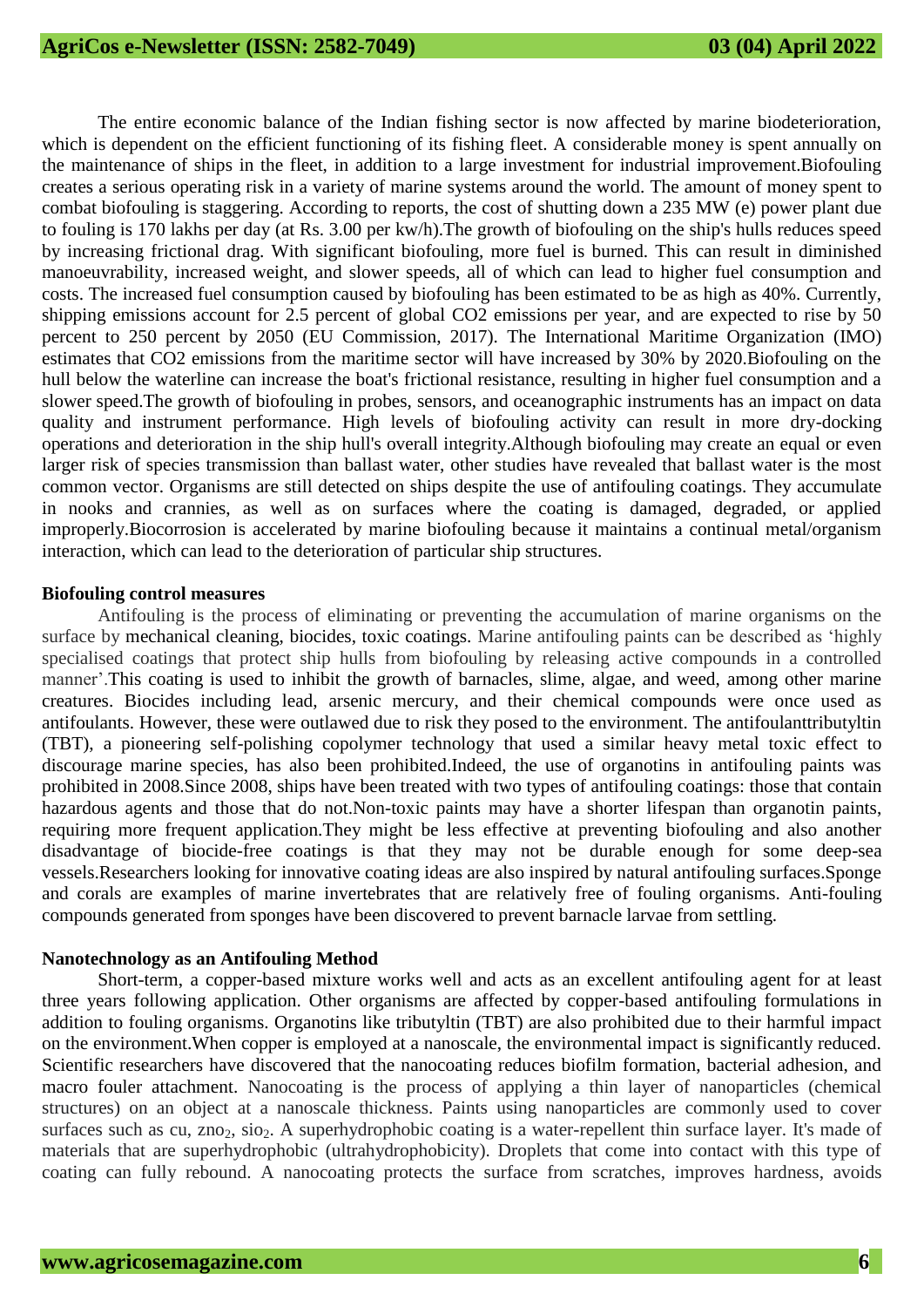The entire economic balance of the Indian fishing sector is now affected by marine biodeterioration, which is dependent on the efficient functioning of its fishing fleet. A considerable money is spent annually on the maintenance of ships in the fleet, in addition to a large investment for industrial improvement.Biofouling creates a serious operating risk in a variety of marine systems around the world. The amount of money spent to combat biofouling is staggering. According to reports, the cost of shutting down a 235 MW (e) power plant due to fouling is 170 lakhs per day (at Rs. 3.00 per kw/h).The growth of biofouling on the ship's hulls reduces speed by increasing frictional drag. With significant biofouling, more fuel is burned. This can result in diminished manoeuvrability, increased weight, and slower speeds, all of which can lead to higher fuel consumption and costs. The increased fuel consumption caused by biofouling has been estimated to be as high as 40%. Currently, shipping emissions account for 2.5 percent of global CO2 emissions per year, and are expected to rise by 50 percent to 250 percent by 2050 (EU Commission, 2017). The International Maritime Organization (IMO) estimates that CO2 emissions from the maritime sector will have increased by 30% by 2020.Biofouling on the hull below the waterline can increase the boat's frictional resistance, resulting in higher fuel consumption and a slower speed.The growth of biofouling in probes, sensors, and oceanographic instruments has an impact on data quality and instrument performance. High levels of biofouling activity can result in more dry-docking operations and deterioration in the ship hull's overall integrity.Although biofouling may create an equal or even larger risk of species transmission than ballast water, other studies have revealed that ballast water is the most common vector. Organisms are still detected on ships despite the use of antifouling coatings. They accumulate in nooks and crannies, as well as on surfaces where the coating is damaged, degraded, or applied improperly.Biocorrosion is accelerated by marine biofouling because it maintains a continual metal/organism interaction, which can lead to the deterioration of particular ship structures.

**Biofouling control measures**

Antifouling is the process of eliminating or preventing the accumulation of marine organisms on the surface by mechanical cleaning, biocides, toxic coatings. Marine antifouling paints can be described as 'highly specialised coatings that protect ship hulls from biofouling by releasing active compounds in a controlled manner'.This coating is used to inhibit the growth of barnacles, slime, algae, and weed, among other marine creatures. Biocides including lead, arsenic mercury, and their chemical compounds were once used as antifoulants. However, these were outlawed due to risk they posed to the environment. The antifoulanttributyltin (TBT), a pioneering self-polishing copolymer technology that used a similar heavy metal toxic effect to discourage marine species, has also been prohibited.Indeed, the use of organotins in antifouling paints was prohibited in 2008.Since 2008, ships have been treated with two types of antifouling coatings: those that contain hazardous agents and those that do not.Non-toxic paints may have a shorter lifespan than organotin paints, requiring more frequent application.They might be less effective at preventing biofouling and also another disadvantage of biocide-free coatings is that they may not be durable enough for some deep-sea vessels.Researchers looking for innovative coating ideas are also inspired by natural antifouling surfaces.Sponge and corals are examples of marine invertebrates that are relatively free of fouling organisms. Anti-fouling compounds generated from sponges have been discovered to prevent barnacle larvae from settling.

**Nanotechnology as an Antifouling Method**

Short-term, a copper-based mixture works well and acts as an excellent antifouling agent for at least three years following application. Other organisms are affected by copper-based antifouling formulations in addition to fouling organisms. Organotins like tributyltin (TBT) are also prohibited due to their harmful impact on the environment.When copper is employed at a nanoscale, the environmental impact is significantly reduced. Scientific researchers have discovered that the nanocoating reduces biofilm formation, bacterial adhesion, and macro fouler attachment. Nanocoating is the process of applying a thin layer of nanoparticles (chemical structures) on an object at a nanoscale thickness. Paints using nanoparticles are commonly used to cover surfaces such as cu, $zno_2$, $sio_2$. A superhydrophobic coating is a water-repellent thin surface layer. It's made of materials that are superhydrophobic (ultrahydrophobicity). Droplets that come into contact with this type of coating can fully rebound. A nanocoating protects the surface from scratches, improves hardness, avoids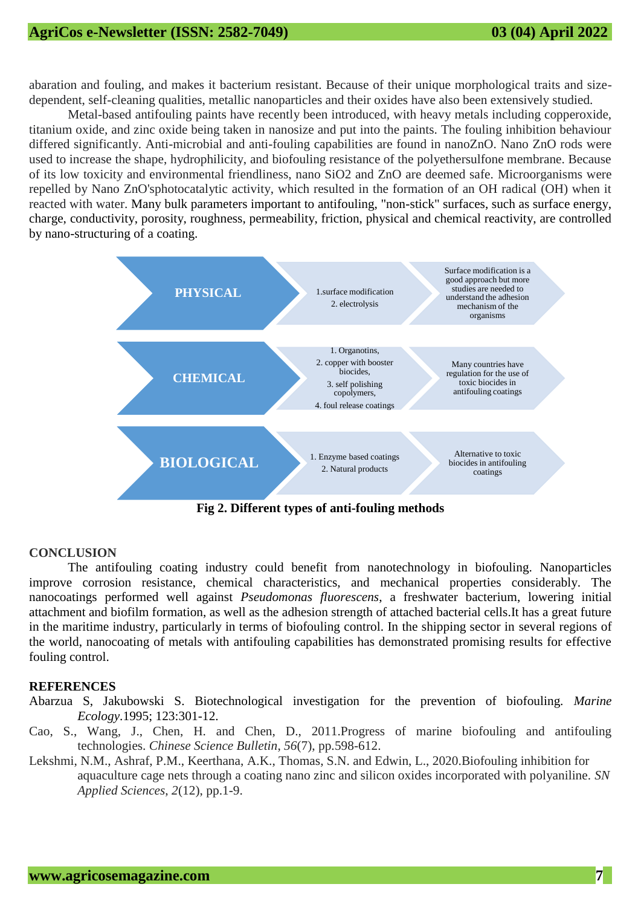abaration and fouling, and makes it bacterium resistant. Because of their unique morphological traits and size-dependent, self-cleaning qualities, metallic nanoparticles and their oxides have also been extensively studied.

Metal-based antifouling paints have recently been introduced, with heavy metals including copperoxide, titanium oxide, and zinc oxide being taken in nanosize and put into the paints. The fouling inhibition behaviour differed significantly. Anti-microbial and anti-fouling capabilities are found in nanoZnO. Nano ZnO rods were used to increase the shape, hydrophilicity, and biofouling resistance of the polyethersulfone membrane. Because of its low toxicity and environmental friendliness, nano $SiO_2$ and ZnO are deemed safe. Microorganisms were repelled by Nano ZnO'sphotocatalytic activity, which resulted in the formation of an OH radical (OH) when it reacted with water. Many bulk parameters important to antifouling, "non-stick" surfaces, such as surface energy, charge, conductivity, porosity, roughness, permeability, friction, physical and chemical reactivity, are controlled by nano-structuring of a coating.

PHYSICAL

1.surface modification
2. electrolysis

Surface modification is a good approach but more studies are needed to understand the adhesion mechanism of the organisms

CHEMICAL

1. Organotins,
2. copper with booster biocides,
3. self polishing copolymers,
4. foul release coatings

Many countries have regulation for the use of toxic biocides in antifouling coatings

BIOLOGICAL

1. Enzyme based coatings
2. Natural products

Alternative to toxic biocides in antifouling coatings

**Fig 2. Different types of anti-fouling methods**

## CONCLUSION

The antifouling coating industry could benefit from nanotechnology in biofouling. Nanoparticles improve corrosion resistance, chemical characteristics, and mechanical properties considerably. The nanocoatings performed well against *Pseudomonas fluorescens*, a freshwater bacterium, lowering initial attachment and biofilm formation, as well as the adhesion strength of attached bacterial cells.It has a great future in the maritime industry, particularly in terms of biofouling control. In the shipping sector in several regions of the world, nanocoating of metals with antifouling capabilities has demonstrated promising results for effective fouling control.

## REFERENCES

Abarzua S, Jakubowski S. Biotechnological investigation for the prevention of biofouling. *Marine Ecology*.1995; 123:301-12.

Cao, S., Wang, J., Chen, H. and Chen, D., 2011.Progress of marine biofouling and antifouling technologies. *Chinese Science Bulletin*, *56*(7), pp.598-612.

Lekshmi, N.M., Ashraf, P.M., Keerthana, A.K., Thomas, S.N. and Edwin, L., 2020.Biofouling inhibition for aquaculture cage nets through a coating nano zinc and silicon oxides incorporated with polyaniline. *SN Applied Sciences*, *2*(12), pp.1-9.